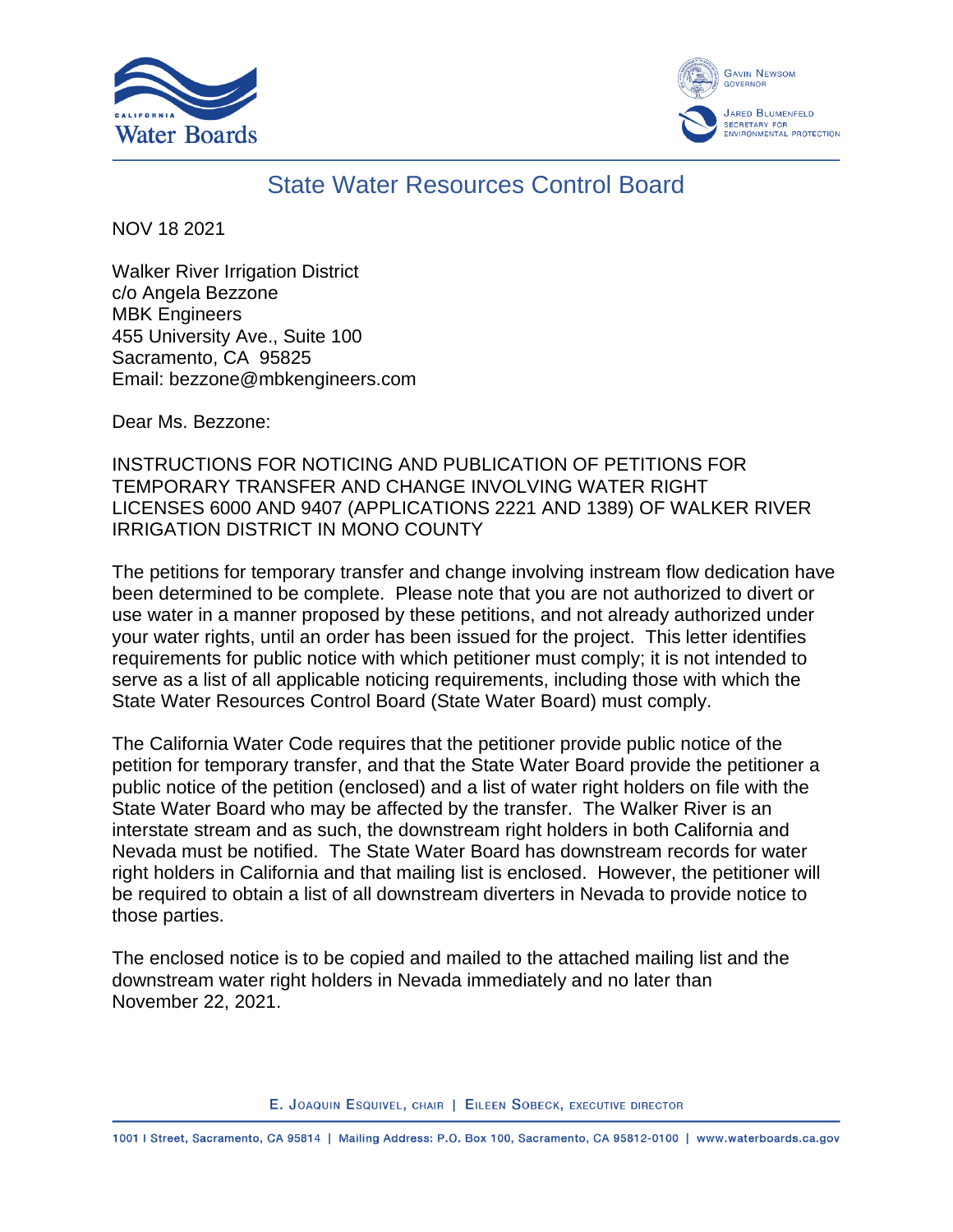California Water Boards

Gavin Newsom, Governor

Jared Blumenfeld, Secretary for Environmental Protection

# State Water Resources Control Board

NOV 18 2021

Walker River Irrigation District
c/o Angela Bezzone
MBK Engineers
455 University Ave., Suite 100
Sacramento, CA 95825
Email: bezzone@mbkengineers.com

Dear Ms. Bezzone:

INSTRUCTIONS FOR NOTICING AND PUBLICATION OF PETITIONS FOR TEMPORARY TRANSFER AND CHANGE INVOLVING WATER RIGHT LICENSES 6000 AND 9407 (APPLICATIONS 2221 AND 1389) OF WALKER RIVER IRRIGATION DISTRICT IN MONO COUNTY

The petitions for temporary transfer and change involving instream flow dedication have been determined to be complete. Please note that you are not authorized to divert or use water in a manner proposed by these petitions, and not already authorized under your water rights, until an order has been issued for the project. This letter identifies requirements for public notice with which petitioner must comply; it is not intended to serve as a list of all applicable noticing requirements, including those with which the State Water Resources Control Board (State Water Board) must comply.

The California Water Code requires that the petitioner provide public notice of the petition for temporary transfer, and that the State Water Board provide the petitioner a public notice of the petition (enclosed) and a list of water right holders on file with the State Water Board who may be affected by the transfer. The Walker River is an interstate stream and as such, the downstream right holders in both California and Nevada must be notified. The State Water Board has downstream records for water right holders in California and that mailing list is enclosed. However, the petitioner will be required to obtain a list of all downstream diverters in Nevada to provide notice to those parties.

The enclosed notice is to be copied and mailed to the attached mailing list and the downstream water right holders in Nevada immediately and no later than November 22, 2021.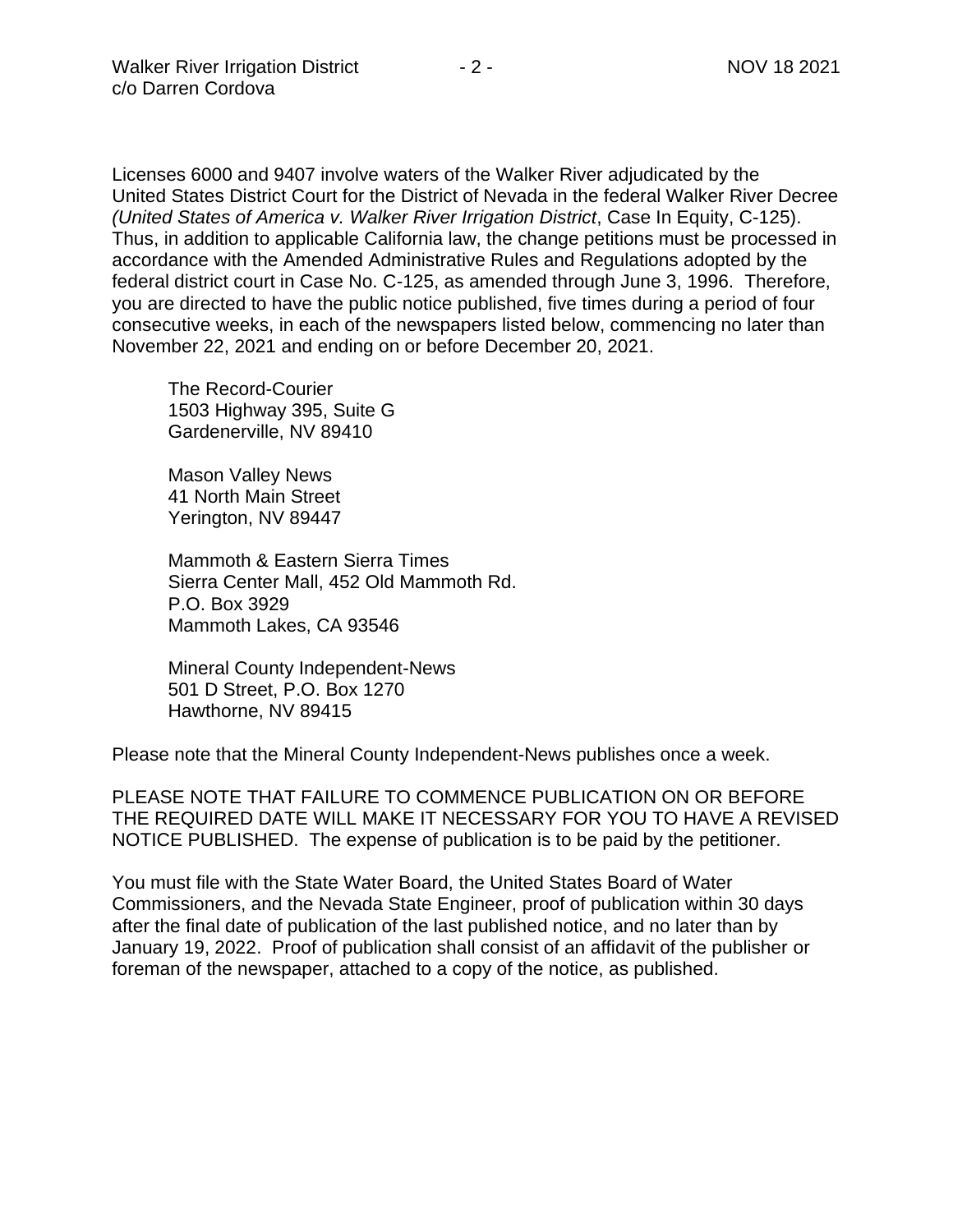Licenses 6000 and 9407 involve waters of the Walker River adjudicated by the United States District Court for the District of Nevada in the federal Walker River Decree *(United States of America v. Walker River Irrigation District*, Case In Equity, C-125). Thus, in addition to applicable California law, the change petitions must be processed in accordance with the Amended Administrative Rules and Regulations adopted by the federal district court in Case No. C-125, as amended through June 3, 1996. Therefore, you are directed to have the public notice published, five times during a period of four consecutive weeks, in each of the newspapers listed below, commencing no later than November 22, 2021 and ending on or before December 20, 2021.

The Record-Courier
1503 Highway 395, Suite G
Gardenerville, NV 89410

Mason Valley News
41 North Main Street
Yerington, NV 89447

Mammoth & Eastern Sierra Times
Sierra Center Mall, 452 Old Mammoth Rd.
P.O. Box 3929
Mammoth Lakes, CA 93546

Mineral County Independent-News
501 D Street, P.O. Box 1270
Hawthorne, NV 89415

Please note that the Mineral County Independent-News publishes once a week.

PLEASE NOTE THAT FAILURE TO COMMENCE PUBLICATION ON OR BEFORE THE REQUIRED DATE WILL MAKE IT NECESSARY FOR YOU TO HAVE A REVISED NOTICE PUBLISHED. The expense of publication is to be paid by the petitioner.

You must file with the State Water Board, the United States Board of Water Commissioners, and the Nevada State Engineer, proof of publication within 30 days after the final date of publication of the last published notice, and no later than by January 19, 2022. Proof of publication shall consist of an affidavit of the publisher or foreman of the newspaper, attached to a copy of the notice, as published.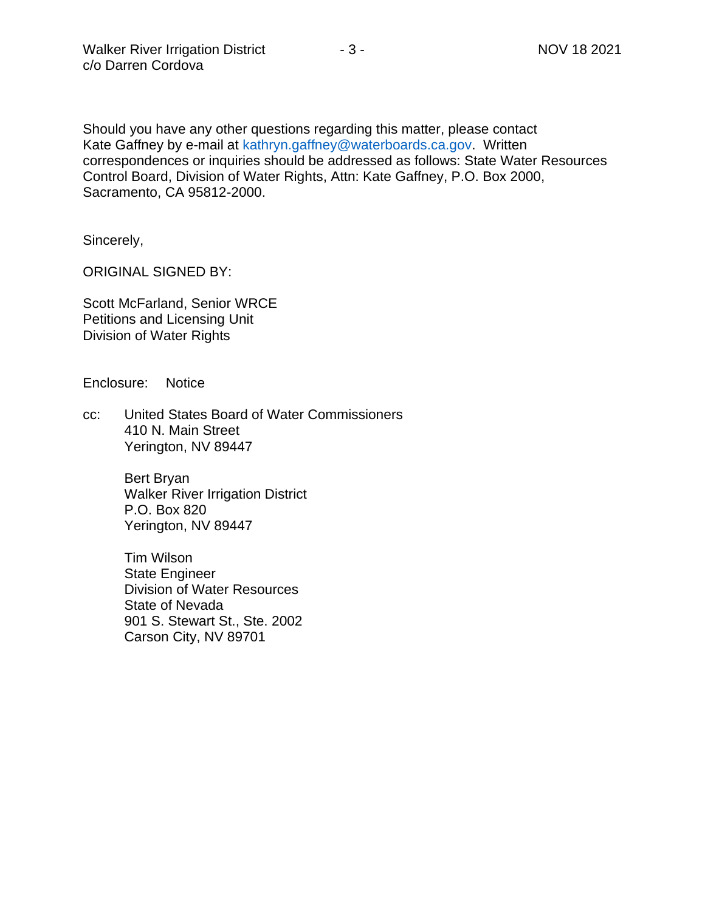Should you have any other questions regarding this matter, please contact Kate Gaffney by e-mail at kathryn.gaffney@waterboards.ca.gov. Written correspondences or inquiries should be addressed as follows: State Water Resources Control Board, Division of Water Rights, Attn: Kate Gaffney, P.O. Box 2000, Sacramento, CA 95812-2000.

Sincerely,

ORIGINAL SIGNED BY:

Scott McFarland, Senior WRCE
Petitions and Licensing Unit
Division of Water Rights

Enclosure: Notice

cc: United States Board of Water Commissioners
410 N. Main Street
Yerington, NV 89447

Bert Bryan
Walker River Irrigation District
P.O. Box 820
Yerington, NV 89447

Tim Wilson
State Engineer
Division of Water Resources
State of Nevada
901 S. Stewart St., Ste. 2002
Carson City, NV 89701